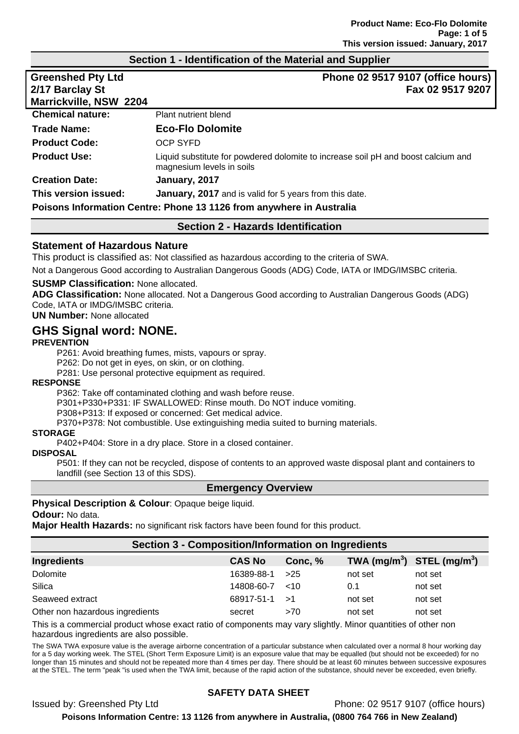## Section 1 - Identification of the Material and Supplier

**Greenshed Pty Ltd**
**2/17 Barclay St**
**Marrickville, NSW 2204**

**Phone 02 9517 9107 (office hours)**
**Fax 02 9517 9207**

| | |
|---|---|
| **Chemical nature:** | Plant nutrient blend |
| **Trade Name:** | **Eco-Flo Dolomite** |
| **Product Code:** | OCP SYFD |
| **Product Use:** | Liquid substitute for powdered dolomite to increase soil pH and boost calcium and magnesium levels in soils |
| **Creation Date:** | **January, 2017** |
| **This version issued:** | **January, 2017** and is valid for 5 years from this date. |

**Poisons Information Centre: Phone 13 1126 from anywhere in Australia**

## Section 2 - Hazards Identification

### Statement of Hazardous Nature

This product is classified as: Not classified as hazardous according to the criteria of SWA.

Not a Dangerous Good according to Australian Dangerous Goods (ADG) Code, IATA or IMDG/IMSBC criteria.

**SUSMP Classification:** None allocated.
**ADG Classification:** None allocated. Not a Dangerous Good according to Australian Dangerous Goods (ADG) Code, IATA or IMDG/IMSBC criteria.
**UN Number:** None allocated

## GHS Signal word: NONE.

**PREVENTION**

P261: Avoid breathing fumes, mists, vapours or spray.
P262: Do not get in eyes, on skin, or on clothing.
P281: Use personal protective equipment as required.

**RESPONSE**

P362: Take off contaminated clothing and wash before reuse.
P301+P330+P331: IF SWALLOWED: Rinse mouth. Do NOT induce vomiting.
P308+P313: If exposed or concerned: Get medical advice.
P370+P378: Not combustible. Use extinguishing media suited to burning materials.

**STORAGE**

P402+P404: Store in a dry place. Store in a closed container.

**DISPOSAL**

P501: If they can not be recycled, dispose of contents to an approved waste disposal plant and containers to landfill (see Section 13 of this SDS).

## Emergency Overview

**Physical Description & Colour**: Opaque beige liquid.
**Odour:** No data.
**Major Health Hazards:** no significant risk factors have been found for this product.

## Section 3 - Composition/Information on Ingredients

| Ingredients | CAS No | Conc, % | TWA (mg/m$^3$) | STEL (mg/m$^3$) |
|---|---|---|---|---|
| Dolomite | 16389-88-1 | >25 | not set | not set |
| Silica | 14808-60-7 | <10 | 0.1 | not set |
| Seaweed extract | 68917-51-1 | >1 | not set | not set |
| Other non hazardous ingredients | secret | >70 | not set | not set |

This is a commercial product whose exact ratio of components may vary slightly. Minor quantities of other non hazardous ingredients are also possible.

The SWA TWA exposure value is the average airborne concentration of a particular substance when calculated over a normal 8 hour working day for a 5 day working week. The STEL (Short Term Exposure Limit) is an exposure value that may be equalled (but should not be exceeded) for no longer than 15 minutes and should not be repeated more than 4 times per day. There should be at least 60 minutes between successive exposures at the STEL. The term "peak "is used when the TWA limit, because of the rapid action of the substance, should never be exceeded, even briefly.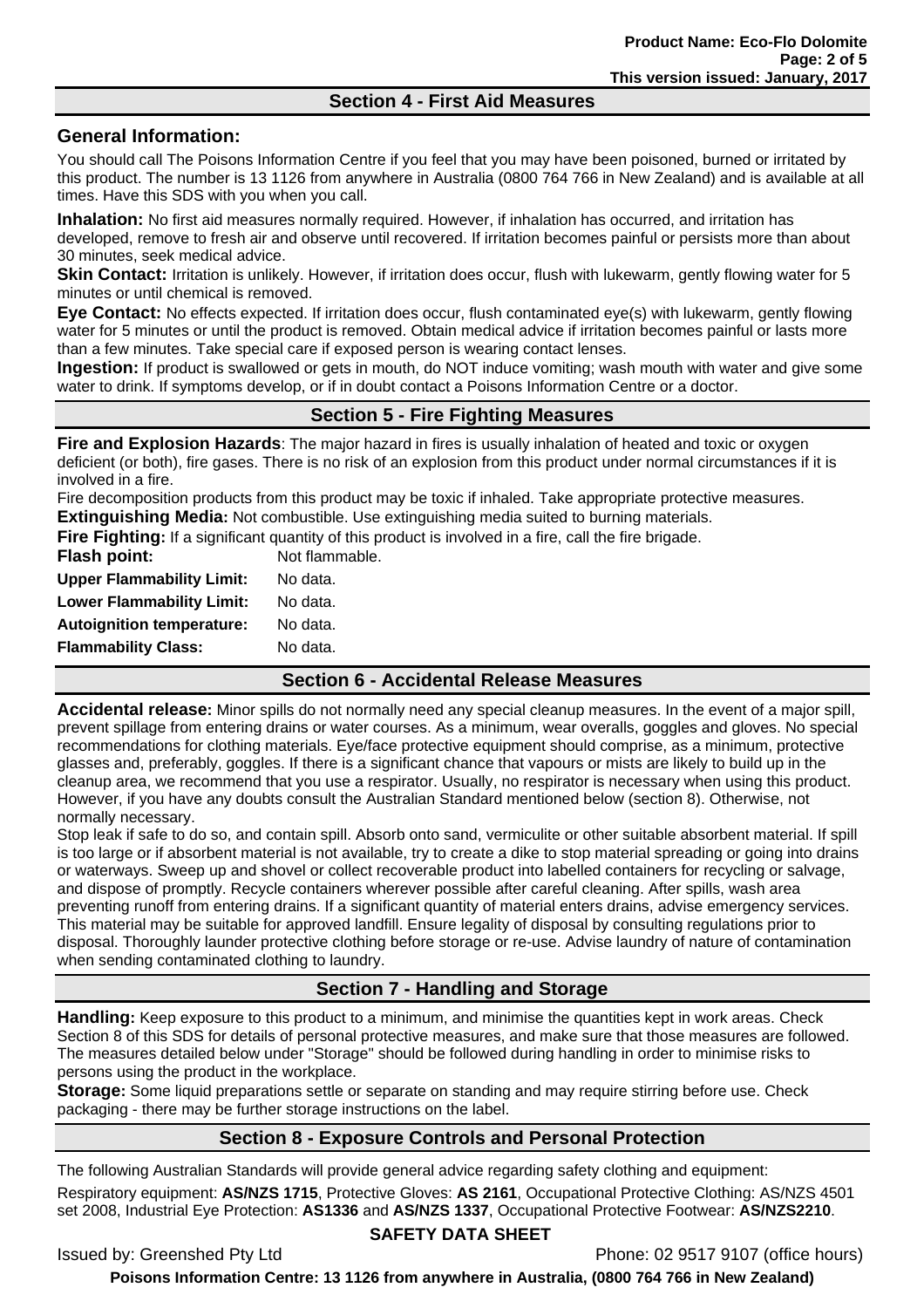## Section 4 - First Aid Measures

### General Information:

You should call The Poisons Information Centre if you feel that you may have been poisoned, burned or irritated by this product. The number is 13 1126 from anywhere in Australia (0800 764 766 in New Zealand) and is available at all times. Have this SDS with you when you call.

**Inhalation:** No first aid measures normally required. However, if inhalation has occurred, and irritation has developed, remove to fresh air and observe until recovered. If irritation becomes painful or persists more than about 30 minutes, seek medical advice.

**Skin Contact:** Irritation is unlikely. However, if irritation does occur, flush with lukewarm, gently flowing water for 5 minutes or until chemical is removed.

**Eye Contact:** No effects expected. If irritation does occur, flush contaminated eye(s) with lukewarm, gently flowing water for 5 minutes or until the product is removed. Obtain medical advice if irritation becomes painful or lasts more than a few minutes. Take special care if exposed person is wearing contact lenses.

**Ingestion:** If product is swallowed or gets in mouth, do NOT induce vomiting; wash mouth with water and give some water to drink. If symptoms develop, or if in doubt contact a Poisons Information Centre or a doctor.

## Section 5 - Fire Fighting Measures

**Fire and Explosion Hazards**: The major hazard in fires is usually inhalation of heated and toxic or oxygen deficient (or both), fire gases. There is no risk of an explosion from this product under normal circumstances if it is involved in a fire.

Fire decomposition products from this product may be toxic if inhaled. Take appropriate protective measures.

**Extinguishing Media:** Not combustible. Use extinguishing media suited to burning materials.

**Fire Fighting:** If a significant quantity of this product is involved in a fire, call the fire brigade.

| | |
|---|---|
| **Flash point:** | Not flammable. |
| **Upper Flammability Limit:** | No data. |
| **Lower Flammability Limit:** | No data. |
| **Autoignition temperature:** | No data. |
| **Flammability Class:** | No data. |

## Section 6 - Accidental Release Measures

**Accidental release:** Minor spills do not normally need any special cleanup measures. In the event of a major spill, prevent spillage from entering drains or water courses. As a minimum, wear overalls, goggles and gloves. No special recommendations for clothing materials. Eye/face protective equipment should comprise, as a minimum, protective glasses and, preferably, goggles. If there is a significant chance that vapours or mists are likely to build up in the cleanup area, we recommend that you use a respirator. Usually, no respirator is necessary when using this product. However, if you have any doubts consult the Australian Standard mentioned below (section 8). Otherwise, not normally necessary.

Stop leak if safe to do so, and contain spill. Absorb onto sand, vermiculite or other suitable absorbent material. If spill is too large or if absorbent material is not available, try to create a dike to stop material spreading or going into drains or waterways. Sweep up and shovel or collect recoverable product into labelled containers for recycling or salvage, and dispose of promptly. Recycle containers wherever possible after careful cleaning. After spills, wash area preventing runoff from entering drains. If a significant quantity of material enters drains, advise emergency services. This material may be suitable for approved landfill. Ensure legality of disposal by consulting regulations prior to disposal. Thoroughly launder protective clothing before storage or re-use. Advise laundry of nature of contamination when sending contaminated clothing to laundry.

## Section 7 - Handling and Storage

**Handling:** Keep exposure to this product to a minimum, and minimise the quantities kept in work areas. Check Section 8 of this SDS for details of personal protective measures, and make sure that those measures are followed. The measures detailed below under "Storage" should be followed during handling in order to minimise risks to persons using the product in the workplace.

**Storage:** Some liquid preparations settle or separate on standing and may require stirring before use. Check packaging - there may be further storage instructions on the label.

## Section 8 - Exposure Controls and Personal Protection

The following Australian Standards will provide general advice regarding safety clothing and equipment:

Respiratory equipment: **AS/NZS 1715**, Protective Gloves: **AS 2161**, Occupational Protective Clothing: AS/NZS 4501 set 2008, Industrial Eye Protection: **AS1336** and **AS/NZS 1337**, Occupational Protective Footwear: **AS/NZS2210**.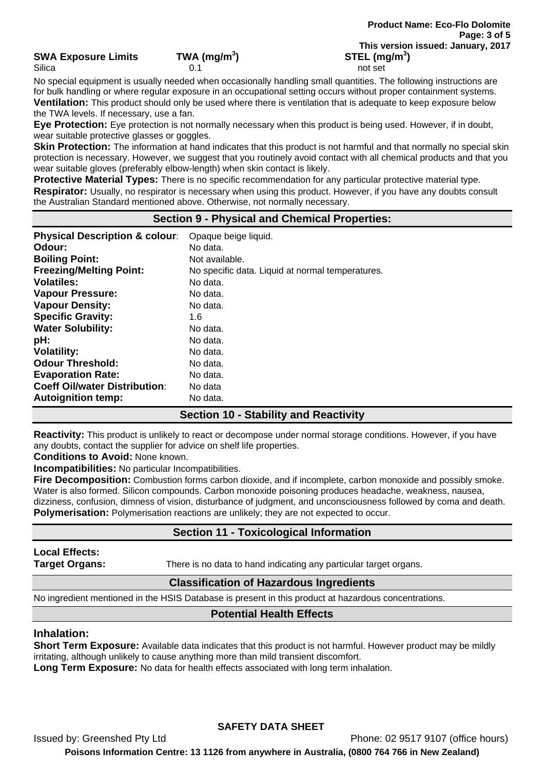| SWA Exposure Limits | TWA (mg/m$^3$) | STEL (mg/m$^3$) |
|---|---|---|
| Silica | 0.1 | not set |

No special equipment is usually needed when occasionally handling small quantities. The following instructions are for bulk handling or where regular exposure in an occupational setting occurs without proper containment systems.

**Ventilation:** This product should only be used where there is ventilation that is adequate to keep exposure below the TWA levels. If necessary, use a fan.

**Eye Protection:** Eye protection is not normally necessary when this product is being used. However, if in doubt, wear suitable protective glasses or goggles.

**Skin Protection:** The information at hand indicates that this product is not harmful and that normally no special skin protection is necessary. However, we suggest that you routinely avoid contact with all chemical products and that you wear suitable gloves (preferably elbow-length) when skin contact is likely.

**Protective Material Types:** There is no specific recommendation for any particular protective material type.

**Respirator:** Usually, no respirator is necessary when using this product. However, if you have any doubts consult the Australian Standard mentioned above. Otherwise, not normally necessary.

## Section 9 - Physical and Chemical Properties:

| | |
|---|---|
| **Physical Description & colour**: | Opaque beige liquid. |
| **Odour:** | No data. |
| **Boiling Point:** | Not available. |
| **Freezing/Melting Point:** | No specific data. Liquid at normal temperatures. |
| **Volatiles:** | No data. |
| **Vapour Pressure:** | No data. |
| **Vapour Density:** | No data. |
| **Specific Gravity:** | 1.6 |
| **Water Solubility:** | No data. |
| **pH:** | No data. |
| **Volatility:** | No data. |
| **Odour Threshold:** | No data. |
| **Evaporation Rate:** | No data. |
| **Coeff Oil/water Distribution**: | No data |
| **Autoignition temp:** | No data. |

## Section 10 - Stability and Reactivity

**Reactivity:** This product is unlikely to react or decompose under normal storage conditions. However, if you have any doubts, contact the supplier for advice on shelf life properties.

**Conditions to Avoid:** None known.

**Incompatibilities:** No particular Incompatibilities.

**Fire Decomposition:** Combustion forms carbon dioxide, and if incomplete, carbon monoxide and possibly smoke. Water is also formed. Silicon compounds. Carbon monoxide poisoning produces headache, weakness, nausea, dizziness, confusion, dimness of vision, disturbance of judgment, and unconsciousness followed by coma and death.

**Polymerisation:** Polymerisation reactions are unlikely; they are not expected to occur.

## Section 11 - Toxicological Information

**Local Effects:**

**Target Organs:** There is no data to hand indicating any particular target organs.

### Classification of Hazardous Ingredients

No ingredient mentioned in the HSIS Database is present in this product at hazardous concentrations.

### Potential Health Effects

#### Inhalation:

**Short Term Exposure:** Available data indicates that this product is not harmful. However product may be mildly irritating, although unlikely to cause anything more than mild transient discomfort.

**Long Term Exposure:** No data for health effects associated with long term inhalation.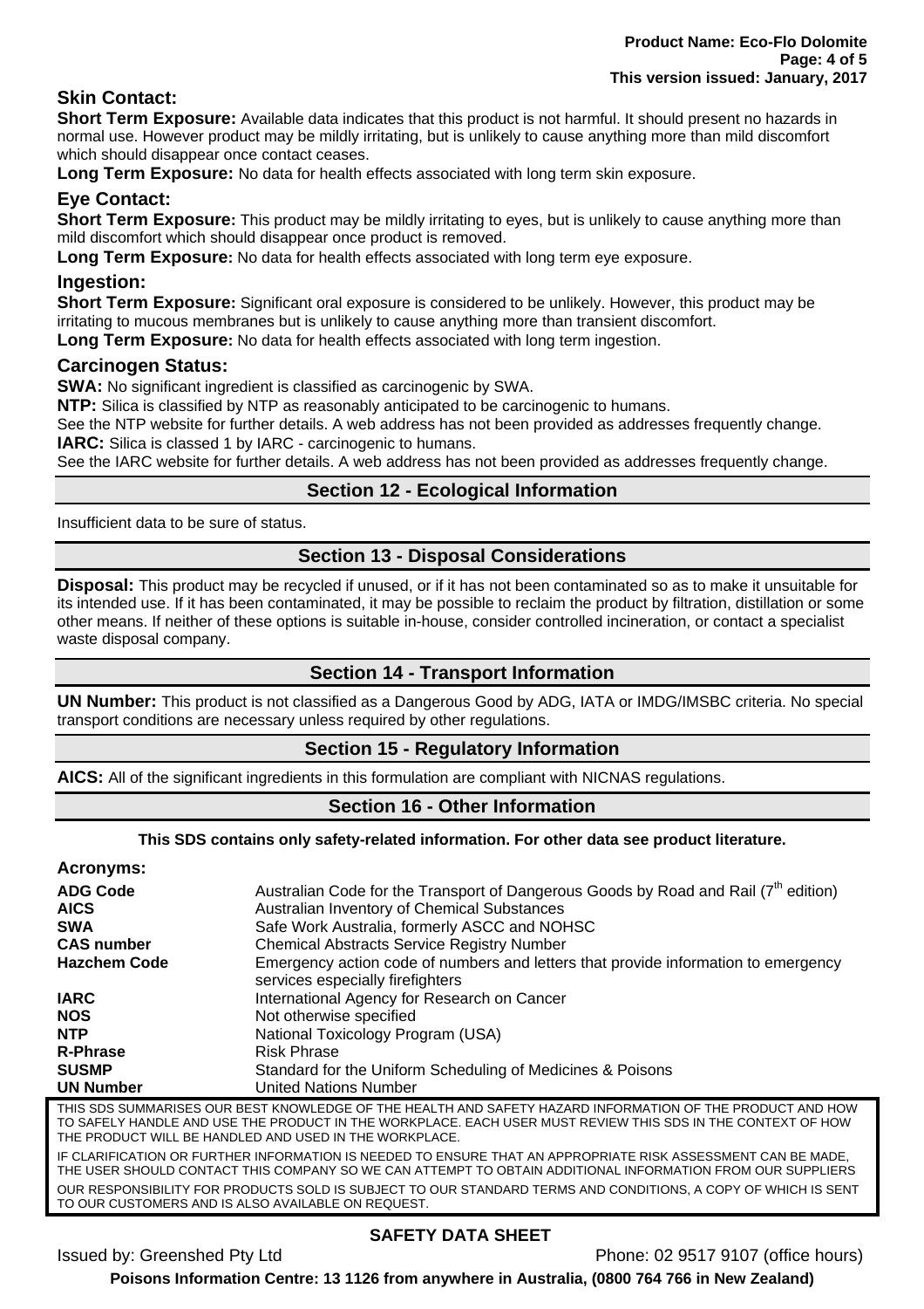### Skin Contact:

**Short Term Exposure:** Available data indicates that this product is not harmful. It should present no hazards in normal use. However product may be mildly irritating, but is unlikely to cause anything more than mild discomfort which should disappear once contact ceases.

**Long Term Exposure:** No data for health effects associated with long term skin exposure.

### Eye Contact:

**Short Term Exposure:** This product may be mildly irritating to eyes, but is unlikely to cause anything more than mild discomfort which should disappear once product is removed.

**Long Term Exposure:** No data for health effects associated with long term eye exposure.

### Ingestion:

**Short Term Exposure:** Significant oral exposure is considered to be unlikely. However, this product may be irritating to mucous membranes but is unlikely to cause anything more than transient discomfort.

**Long Term Exposure:** No data for health effects associated with long term ingestion.

### Carcinogen Status:

**SWA:** No significant ingredient is classified as carcinogenic by SWA.

**NTP:** Silica is classified by NTP as reasonably anticipated to be carcinogenic to humans.

See the NTP website for further details. A web address has not been provided as addresses frequently change.

**IARC:** Silica is classed 1 by IARC - carcinogenic to humans.

See the IARC website for further details. A web address has not been provided as addresses frequently change.

## Section 12 - Ecological Information

Insufficient data to be sure of status.

## Section 13 - Disposal Considerations

**Disposal:** This product may be recycled if unused, or if it has not been contaminated so as to make it unsuitable for its intended use. If it has been contaminated, it may be possible to reclaim the product by filtration, distillation or some other means. If neither of these options is suitable in-house, consider controlled incineration, or contact a specialist waste disposal company.

## Section 14 - Transport Information

**UN Number:** This product is not classified as a Dangerous Good by ADG, IATA or IMDG/IMSBC criteria. No special transport conditions are necessary unless required by other regulations.

## Section 15 - Regulatory Information

**AICS:** All of the significant ingredients in this formulation are compliant with NICNAS regulations.

## Section 16 - Other Information

**This SDS contains only safety-related information. For other data see product literature.**

### Acronyms:

| | |
|---|---|
| **ADG Code** | Australian Code for the Transport of Dangerous Goods by Road and Rail (7th edition) |
| **AICS** | Australian Inventory of Chemical Substances |
| **SWA** | Safe Work Australia, formerly ASCC and NOHSC |
| **CAS number** | Chemical Abstracts Service Registry Number |
| **Hazchem Code** | Emergency action code of numbers and letters that provide information to emergency services especially firefighters |
| **IARC** | International Agency for Research on Cancer |
| **NOS** | Not otherwise specified |
| **NTP** | National Toxicology Program (USA) |
| **R-Phrase** | Risk Phrase |
| **SUSMP** | Standard for the Uniform Scheduling of Medicines & Poisons |
| **UN Number** | United Nations Number |

THIS SDS SUMMARISES OUR BEST KNOWLEDGE OF THE HEALTH AND SAFETY HAZARD INFORMATION OF THE PRODUCT AND HOW TO SAFELY HANDLE AND USE THE PRODUCT IN THE WORKPLACE. EACH USER MUST REVIEW THIS SDS IN THE CONTEXT OF HOW THE PRODUCT WILL BE HANDLED AND USED IN THE WORKPLACE.

IF CLARIFICATION OR FURTHER INFORMATION IS NEEDED TO ENSURE THAT AN APPROPRIATE RISK ASSESSMENT CAN BE MADE, THE USER SHOULD CONTACT THIS COMPANY SO WE CAN ATTEMPT TO OBTAIN ADDITIONAL INFORMATION FROM OUR SUPPLIERS

OUR RESPONSIBILITY FOR PRODUCTS SOLD IS SUBJECT TO OUR STANDARD TERMS AND CONDITIONS, A COPY OF WHICH IS SENT TO OUR CUSTOMERS AND IS ALSO AVAILABLE ON REQUEST.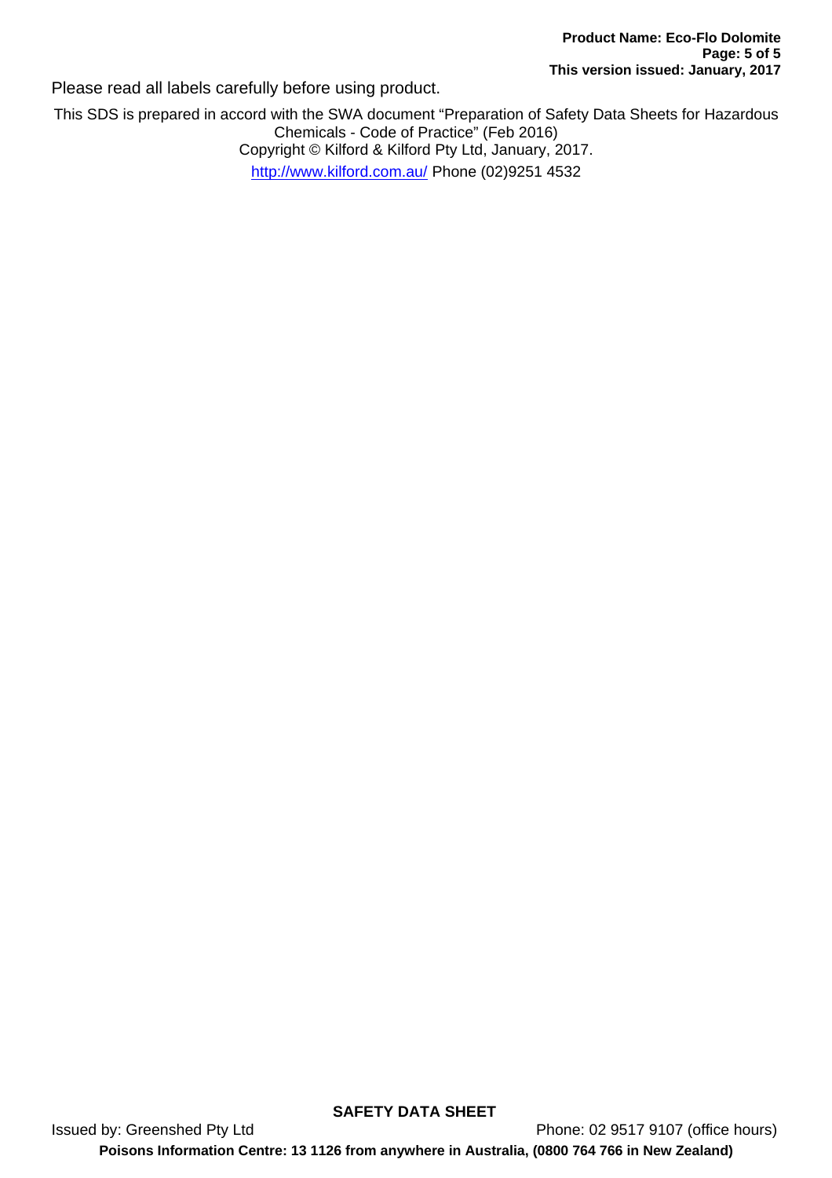Please read all labels carefully before using product.

This SDS is prepared in accord with the SWA document "Preparation of Safety Data Sheets for Hazardous Chemicals - Code of Practice" (Feb 2016)
Copyright © Kilford & Kilford Pty Ltd, January, 2017.
http://www.kilford.com.au/ Phone (02)9251 4532